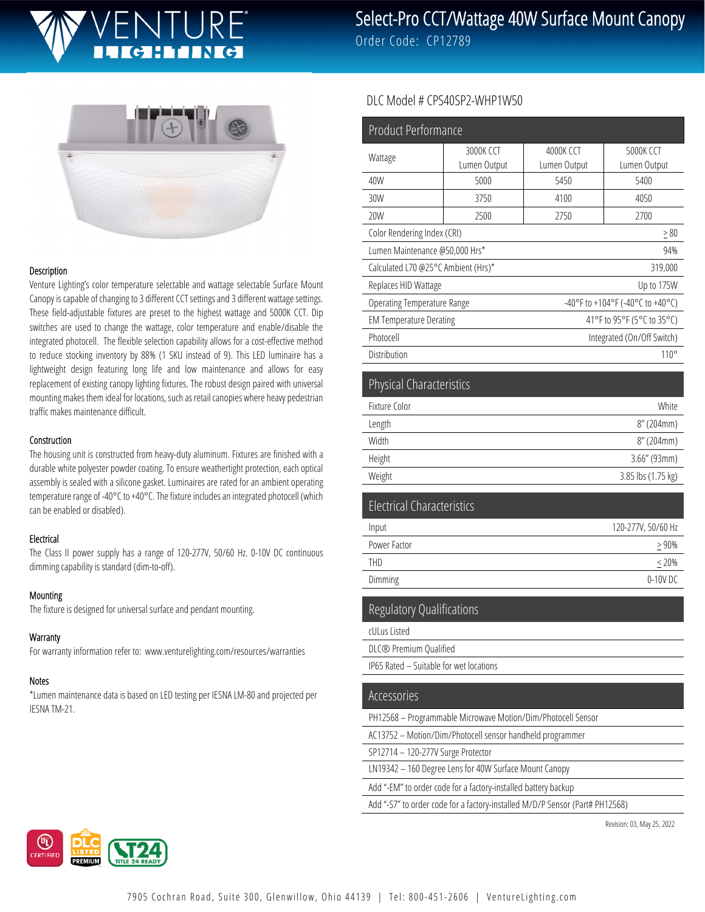# Select-Pro CCT/Wattage 40W Surface Mount Canopy

Order Code: CP12789

### Description

Venture Lighting's color temperature selectable and wattage selectable Surface Mount Canopy is capable of changing to 3 different CCT settings and 3 different wattage settings. These field-adjustable fixtures are preset to the highest wattage and 5000K CCT. Dip switches are used to change the wattage, color temperature and enable/disable the integrated photocell. The flexible selection capability allows for a cost-effective method to reduce stocking inventory by 88% (1 SKU instead of 9). This LED luminaire has a lightweight design featuring long life and low maintenance and allows for easy replacement of existing canopy lighting fixtures. The robust design paired with universal mounting makes them ideal for locations, such as retail canopies where heavy pedestrian traffic makes maintenance difficult.

### Construction

The housing unit is constructed from heavy-duty aluminum. Fixtures are finished with a durable white polyester powder coating. To ensure weathertight protection, each optical assembly is sealed with a silicone gasket. Luminaires are rated for an ambient operating temperature range of -40°C to +40°C. The fixture includes an integrated photocell (which can be enabled or disabled).

### Electrical

The Class II power supply has a range of 120-277V, 50/60 Hz. 0-10V DC continuous dimming capability is standard (dim-to-off).

### Mounting

The fixture is designed for universal surface and pendant mounting.

### Warranty

For warranty information refer to: www.venturelighting.com/resources/warranties

### Notes

*Lumen maintenance data is based on LED testing per IESNA LM-80 and projected per IESNA TM-21.

DLC Model # CPS40SP2-WHP1W50

## Product Performance

| Wattage | 3000K CCT Lumen Output | 4000K CCT Lumen Output | 5000K CCT Lumen Output |
|---|---|---|---|
| 40W | 5000 | 5450 | 5400 |
| 30W | 3750 | 4100 | 4050 |
| 20W | 2500 | 2750 | 2700 |

| | |
|---|---|
| Color Rendering Index (CRI) | ≥ 80 |
| Lumen Maintenance @50,000 Hrs* | 94% |
| Calculated L70 @25°C Ambient (Hrs)* | 319,000 |
| Replaces HID Wattage | Up to 175W |
| Operating Temperature Range | -40°F to +104°F (-40°C to +40°C) |
| EM Temperature Derating | 41°F to 95°F (5°C to 35°C) |
| Photocell | Integrated (On/Off Switch) |
| Distribution | 110° |

## Physical Characteristics

| | |
|---|---|
| Fixture Color | White |
| Length | 8" (204mm) |
| Width | 8" (204mm) |
| Height | 3.66" (93mm) |
| Weight | 3.85 lbs (1.75 kg) |

## Electrical Characteristics

| | |
|---|---|
| Input | 120-277V, 50/60 Hz |
| Power Factor | ≥ 90% |
| THD | ≤ 20% |
| Dimming | 0-10V DC |

## Regulatory Qualifications

- cULus Listed
- DLC® Premium Qualified
- IP65 Rated – Suitable for wet locations

## Accessories

- PH12568 – Programmable Microwave Motion/Dim/Photocell Sensor
- AC13752 – Motion/Dim/Photocell sensor handheld programmer
- SP12714 – 120-277V Surge Protector
- LN19342 – 160 Degree Lens for 40W Surface Mount Canopy
- Add "-EM" to order code for a factory-installed battery backup
- Add "-S7" to order code for a factory-installed M/D/P Sensor (Part# PH12568)

Revision: 03, May 25, 2022

7905 Cochran Road, Suite 300, Glenwillow, Ohio 44139 | Tel: 800-451-2606 | VentureLighting.com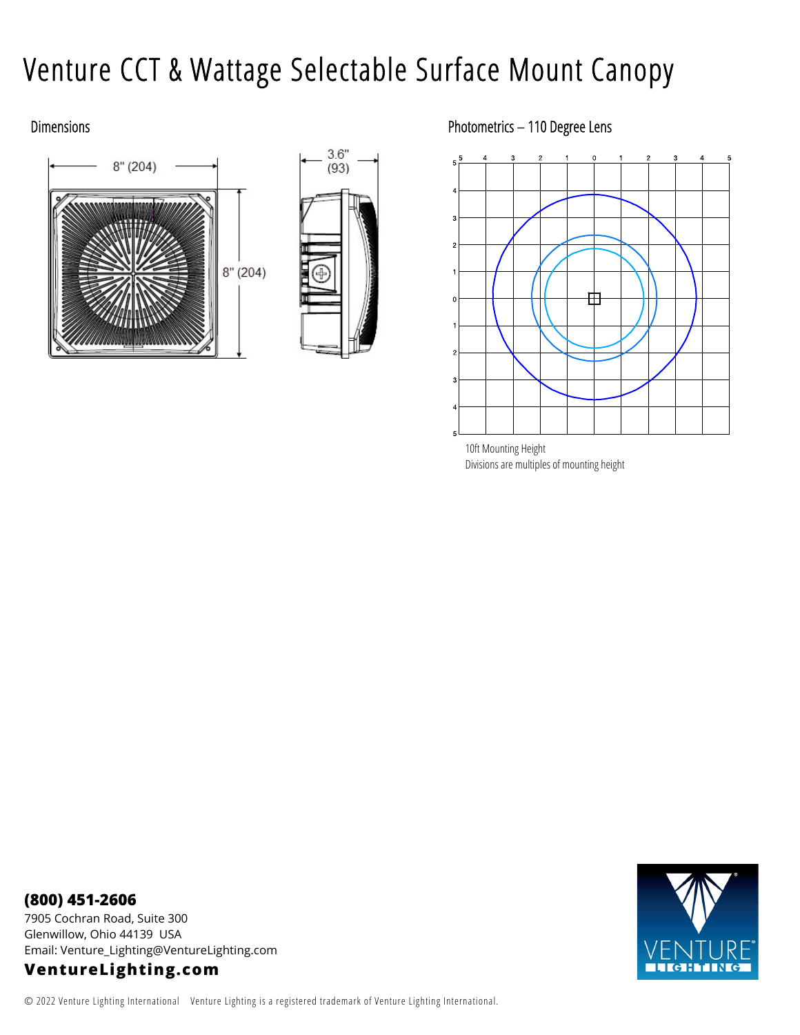# Venture CCT & Wattage Selectable Surface Mount Canopy

## Dimensions

8" (204)

8" (204)

3.6"
(93)

## Photometrics – 110 Degree Lens

5 4 3 2 1 0 1 2 3 4 5

5 4 3 2 1 0 1 2 3 4 5

10ft Mounting Height
Divisions are multiples of mounting height

**(800) 451-2606**
7905 Cochran Road, Suite 300
Glenwillow, Ohio 44139 USA
Email: Venture_Lighting@VentureLighting.com
**VentureLighting.com**

VENTURE® LIGHTING

© 2022 Venture Lighting International Venture Lighting is a registered trademark of Venture Lighting International.